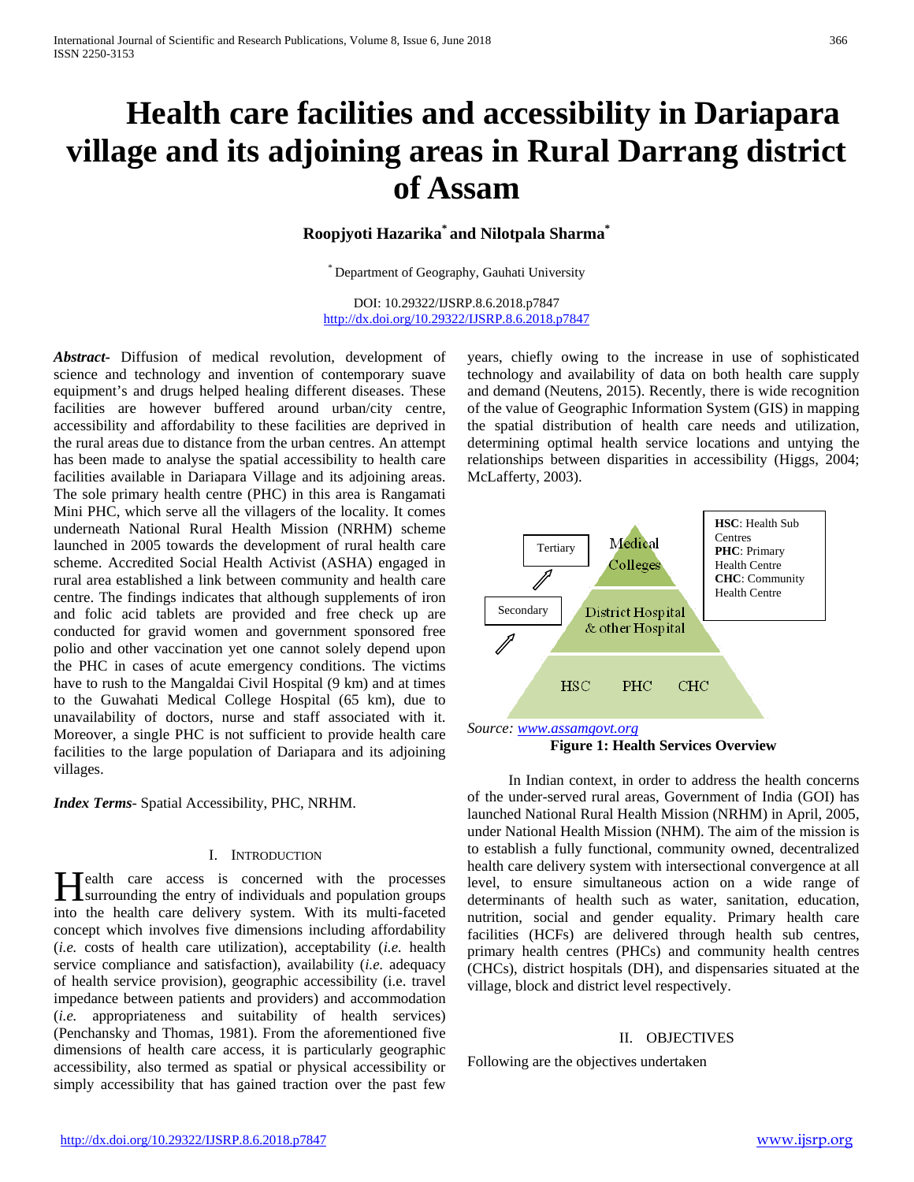# Health care facilities and accessibility in Dariapara village and its adjoining areas in Rural Darrang district of Assam

**Roopjyoti Hazarika[*] and Nilotpala Sharma[*]**

[*] Department of Geography, Gauhati University

DOI: 10.29322/IJSRP.8.6.2018.p7847
http://dx.doi.org/10.29322/IJSRP.8.6.2018.p7847

***Abstract***- Diffusion of medical revolution, development of science and technology and invention of contemporary suave equipment's and drugs helped healing different diseases. These facilities are however buffered around urban/city centre, accessibility and affordability to these facilities are deprived in the rural areas due to distance from the urban centres. An attempt has been made to analyse the spatial accessibility to health care facilities available in Dariapara Village and its adjoining areas. The sole primary health centre (PHC) in this area is Rangamati Mini PHC, which serve all the villagers of the locality. It comes underneath National Rural Health Mission (NRHM) scheme launched in 2005 towards the development of rural health care scheme. Accredited Social Health Activist (ASHA) engaged in rural area established a link between community and health care centre. The findings indicates that although supplements of iron and folic acid tablets are provided and free check up are conducted for gravid women and government sponsored free polio and other vaccination yet one cannot solely depend upon the PHC in cases of acute emergency conditions. The victims have to rush to the Mangaldai Civil Hospital (9 km) and at times to the Guwahati Medical College Hospital (65 km), due to unavailability of doctors, nurse and staff associated with it. Moreover, a single PHC is not sufficient to provide health care facilities to the large population of Dariapara and its adjoining villages.

***Index Terms***- Spatial Accessibility, PHC, NRHM.

## I. Introduction

Health care access is concerned with the processes surrounding the entry of individuals and population groups into the health care delivery system. With its multi-faceted concept which involves five dimensions including affordability (*i.e.* costs of health care utilization), acceptability (*i.e.* health service compliance and satisfaction), availability (*i.e.* adequacy of health service provision), geographic accessibility (i.e. travel impedance between patients and providers) and accommodation (*i.e.* appropriateness and suitability of health services) (Penchansky and Thomas, 1981). From the aforementioned five dimensions of health care access, it is particularly geographic accessibility, also termed as spatial or physical accessibility or simply accessibility that has gained traction over the past few years, chiefly owing to the increase in use of sophisticated technology and availability of data on both health care supply and demand (Neutens, 2015). Recently, there is wide recognition of the value of Geographic Information System (GIS) in mapping the spatial distribution of health care needs and utilization, determining optimal health service locations and untying the relationships between disparities in accessibility (Higgs, 2004; McLafferty, 2003).

Tertiary — Medical Colleges

Secondary — District Hospital & other Hospital

HSC PHC CHC

**HSC**: Health Sub Centres
**PHC**: Primary Health Centre
**CHC**: Community Health Centre

*Source: www.assamgovt.org*

**Figure 1: Health Services Overview**

In Indian context, in order to address the health concerns of the under-served rural areas, Government of India (GOI) has launched National Rural Health Mission (NRHM) in April, 2005, under National Health Mission (NHM). The aim of the mission is to establish a fully functional, community owned, decentralized health care delivery system with intersectional convergence at all level, to ensure simultaneous action on a wide range of determinants of health such as water, sanitation, education, nutrition, social and gender equality. Primary health care facilities (HCFs) are delivered through health sub centres, primary health centres (PHCs) and community health centres (CHCs), district hospitals (DH), and dispensaries situated at the village, block and district level respectively.

## II. Objectives

Following are the objectives undertaken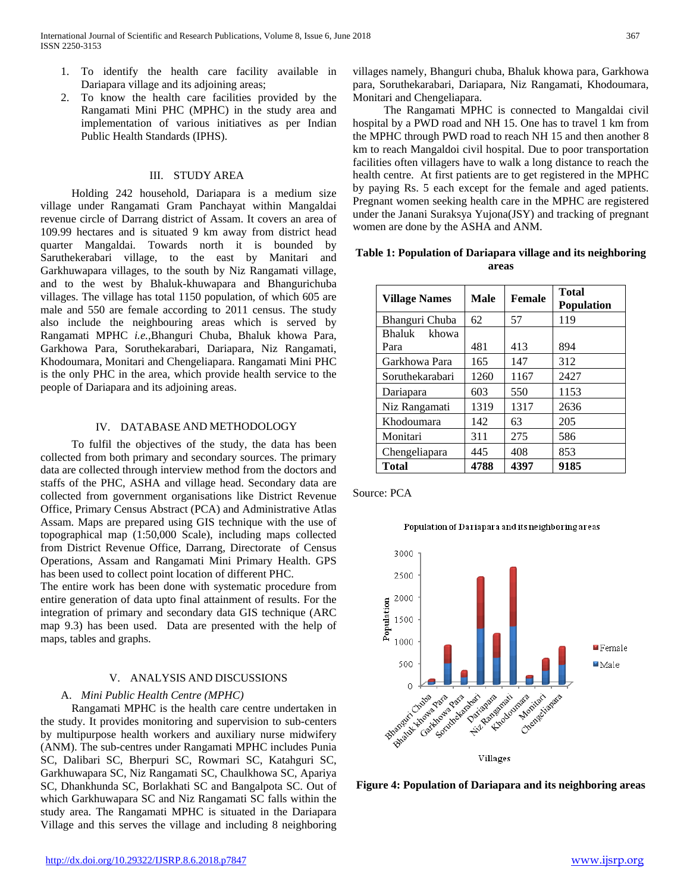1. To identify the health care facility available in Dariapara village and its adjoining areas;
2. To know the health care facilities provided by the Rangamati Mini PHC (MPHC) in the study area and implementation of various initiatives as per Indian Public Health Standards (IPHS).

## III. STUDY AREA

Holding 242 household, Dariapara is a medium size village under Rangamati Gram Panchayat within Mangaldai revenue circle of Darrang district of Assam. It covers an area of 109.99 hectares and is situated 9 km away from district head quarter Mangaldai. Towards north it is bounded by Saruthekerabari village, to the east by Manitari and Garkhuwapara villages, to the south by Niz Rangamati village, and to the west by Bhaluk-khuwapara and Bhangurichuba villages. The village has total 1150 population, of which 605 are male and 550 are female according to 2011 census. The study also include the neighbouring areas which is served by Rangamati MPHC *i.e.*,Bhanguri Chuba, Bhaluk khowa Para, Garkhowa Para, Soruthekarabari, Dariapara, Niz Rangamati, Khodoumara, Monitari and Chengeliapara. Rangamati Mini PHC is the only PHC in the area, which provide health service to the people of Dariapara and its adjoining areas.

## IV. DATABASE AND METHODOLOGY

To fulfil the objectives of the study, the data has been collected from both primary and secondary sources. The primary data are collected through interview method from the doctors and staffs of the PHC, ASHA and village head. Secondary data are collected from government organisations like District Revenue Office, Primary Census Abstract (PCA) and Administrative Atlas Assam. Maps are prepared using GIS technique with the use of topographical map (1:50,000 Scale), including maps collected from District Revenue Office, Darrang, Directorate of Census Operations, Assam and Rangamati Mini Primary Health. GPS has been used to collect point location of different PHC.

The entire work has been done with systematic procedure from entire generation of data upto final attainment of results. For the integration of primary and secondary data GIS technique (ARC map 9.3) has been used. Data are presented with the help of maps, tables and graphs.

## V. ANALYSIS AND DISCUSSIONS

### A. *Mini Public Health Centre (MPHC)*

Rangamati MPHC is the health care centre undertaken in the study. It provides monitoring and supervision to sub-centers by multipurpose health workers and auxiliary nurse midwifery (ANM). The sub-centres under Rangamati MPHC includes Punia SC, Dalibari SC, Bherpuri SC, Rowmari SC, Katahguri SC, Garkhuwapara SC, Niz Rangamati SC, Chaulkhowa SC, Apariya SC, Dhankhunda SC, Borlakhati SC and Bangalpota SC. Out of which Garkhuwapara SC and Niz Rangamati SC falls within the study area. The Rangamati MPHC is situated in the Dariapara Village and this serves the village and including 8 neighboring villages namely, Bhanguri chuba, Bhaluk khowa para, Garkhowa para, Soruthekarabari, Dariapara, Niz Rangamati, Khodoumara, Monitari and Chengeliapara.

The Rangamati MPHC is connected to Mangaldai civil hospital by a PWD road and NH 15. One has to travel 1 km from the MPHC through PWD road to reach NH 15 and then another 8 km to reach Mangaldoi civil hospital. Due to poor transportation facilities often villagers have to walk a long distance to reach the health centre. At first patients are to get registered in the MPHC by paying Rs. 5 each except for the female and aged patients. Pregnant women seeking health care in the MPHC are registered under the Janani Suraksya Yujona(JSY) and tracking of pregnant women are done by the ASHA and ANM.

**Table 1: Population of Dariapara village and its neighboring areas**

| Village Names | Male | Female | Total Population |
|---|---|---|---|
| Bhanguri Chuba | 62 | 57 | 119 |
| Bhaluk khowa Para | 481 | 413 | 894 |
| Garkhowa Para | 165 | 147 | 312 |
| Soruthekarabari | 1260 | 1167 | 2427 |
| Dariapara | 603 | 550 | 1153 |
| Niz Rangamati | 1319 | 1317 | 2636 |
| Khodoumara | 142 | 63 | 205 |
| Monitari | 311 | 275 | 586 |
| Chengeliapara | 445 | 408 | 853 |
| **Total** | **4788** | **4397** | **9185** |

Source: PCA

**Figure 4: Population of Dariapara and its neighboring areas**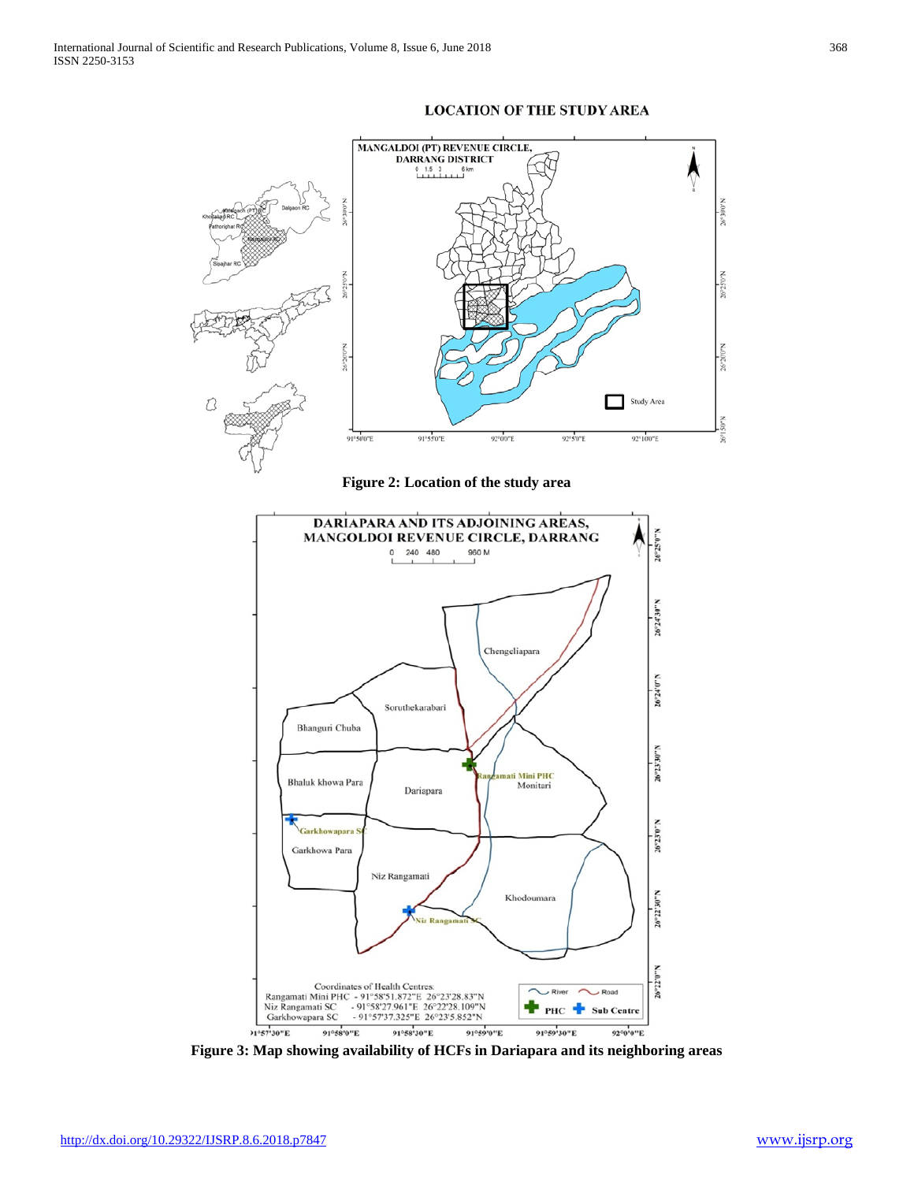Figure 2: Location of the study area

Figure 3: Map showing availability of HCFs in Dariapara and its neighboring areas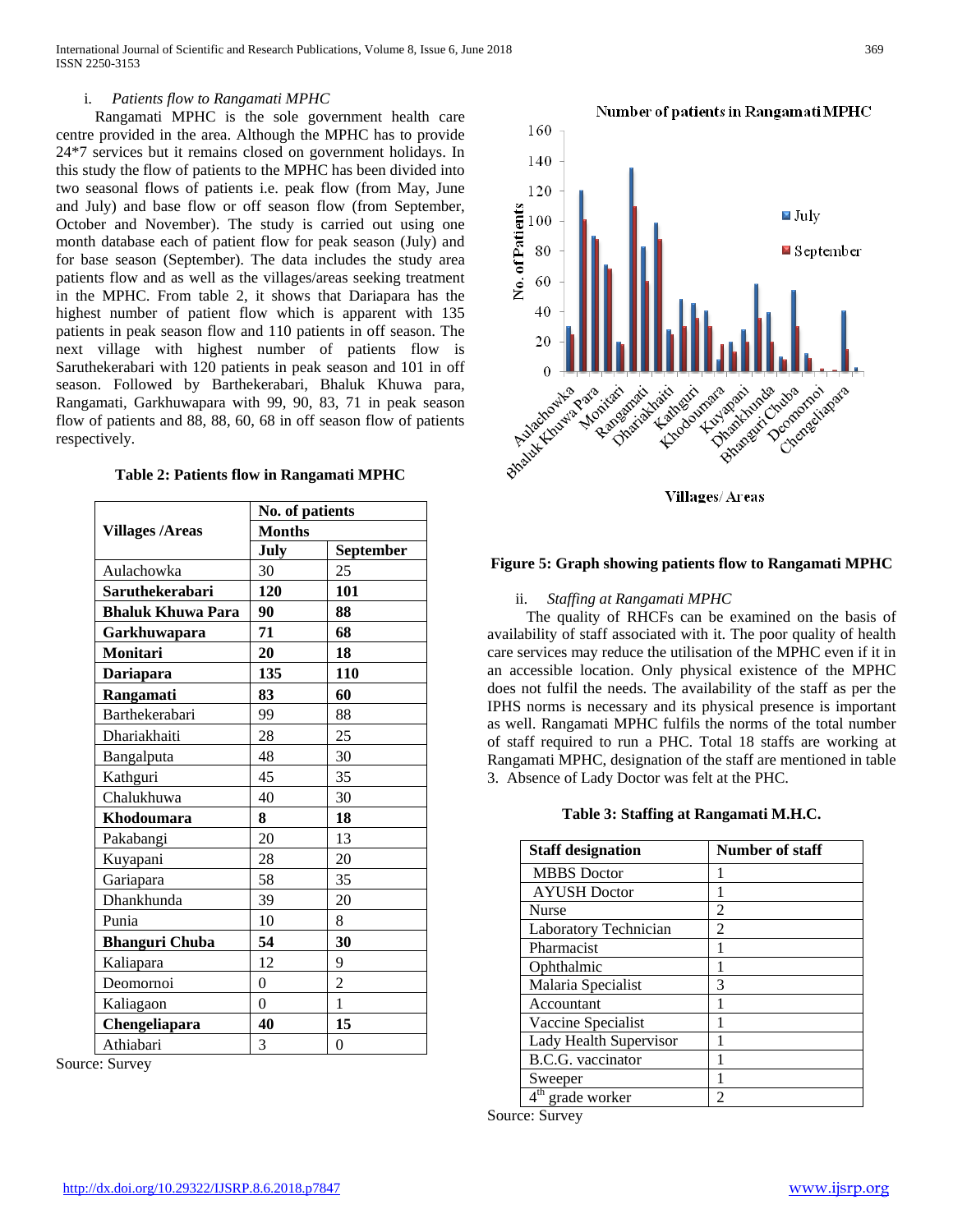i. *Patients flow to Rangamati MPHC*

Rangamati MPHC is the sole government health care centre provided in the area. Although the MPHC has to provide 24*7 services but it remains closed on government holidays. In this study the flow of patients to the MPHC has been divided into two seasonal flows of patients i.e. peak flow (from May, June and July) and base flow or off season flow (from September, October and November). The study is carried out using one month database each of patient flow for peak season (July) and for base season (September). The data includes the study area patients flow and as well as the villages/areas seeking treatment in the MPHC. From table 2, it shows that Dariapara has the highest number of patient flow which is apparent with 135 patients in peak season flow and 110 patients in off season. The next village with highest number of patients flow is Saruthekerabari with 120 patients in peak season and 101 in off season. Followed by Barthekerabari, Bhaluk Khuwa para, Rangamati, Garkhuwapara with 99, 90, 83, 71 in peak season flow of patients and 88, 88, 60, 68 in off season flow of patients respectively.

**Table 2: Patients flow in Rangamati MPHC**

| Villages /Areas | No. of patients | |
|---|---|---|
| | Months | |
| | July | September |
| Aulachowka | 30 | 25 |
| **Saruthekerabari** | **120** | **101** |
| **Bhaluk Khuwa Para** | **90** | **88** |
| **Garkhuwapara** | **71** | **68** |
| **Monitari** | **20** | **18** |
| **Dariapara** | **135** | **110** |
| **Rangamati** | **83** | **60** |
| Barthekerabari | 99 | 88 |
| Dhariakhaiti | 28 | 25 |
| Bangalputa | 48 | 30 |
| Kathguri | 45 | 35 |
| Chalukhuwa | 40 | 30 |
| **Khodoumara** | **8** | **18** |
| Pakabangi | 20 | 13 |
| Kuyapani | 28 | 20 |
| Gariapara | 58 | 35 |
| Dhankhunda | 39 | 20 |
| Punia | 10 | 8 |
| **Bhanguri Chuba** | **54** | **30** |
| Kaliapara | 12 | 9 |
| Deomornoi | 0 | 2 |
| Kaliagaon | 0 | 1 |
| **Chengeliapara** | **40** | **15** |
| Athiabari | 3 | 0 |

Source: Survey

**Figure 5: Graph showing patients flow to Rangamati MPHC**

ii. *Staffing at Rangamati MPHC*

The quality of RHCFs can be examined on the basis of availability of staff associated with it. The poor quality of health care services may reduce the utilisation of the MPHC even if it in an accessible location. Only physical existence of the MPHC does not fulfil the needs. The availability of the staff as per the IPHS norms is necessary and its physical presence is important as well. Rangamati MPHC fulfils the norms of the total number of staff required to run a PHC. Total 18 staffs are working at Rangamati MPHC, designation of the staff are mentioned in table 3. Absence of Lady Doctor was felt at the PHC.

**Table 3: Staffing at Rangamati M.H.C.**

| Staff designation | Number of staff |
|---|---|
| MBBS Doctor | 1 |
| AYUSH Doctor | 1 |
| Nurse | 2 |
| Laboratory Technician | 2 |
| Pharmacist | 1 |
| Ophthalmic | 1 |
| Malaria Specialist | 3 |
| Accountant | 1 |
| Vaccine Specialist | 1 |
| Lady Health Supervisor | 1 |
| B.C.G. vaccinator | 1 |
| Sweeper | 1 |
| 4th grade worker | 2 |

Source: Survey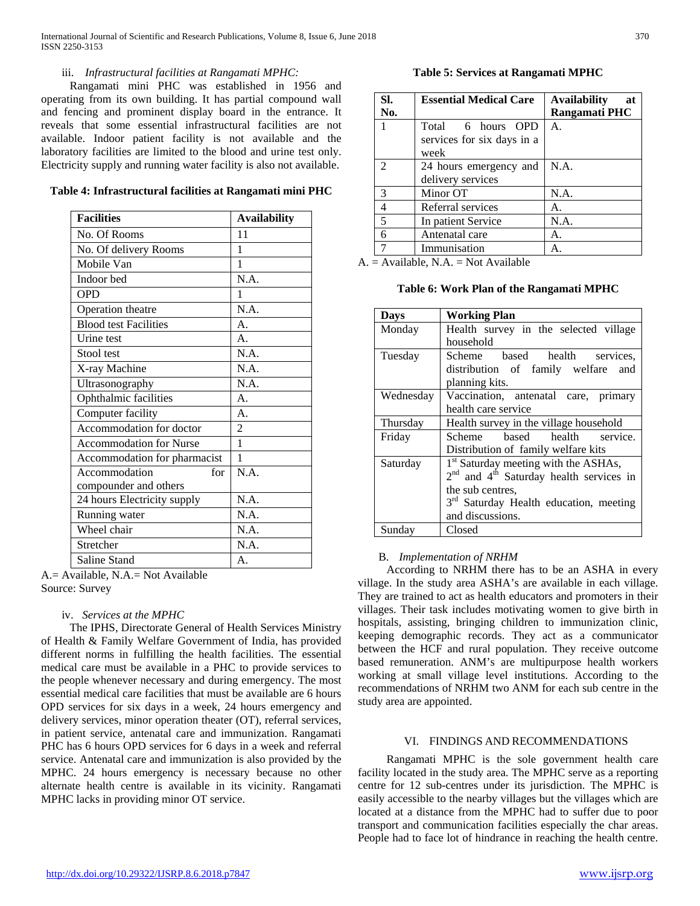iii. *Infrastructural facilities at Rangamati MPHC:*

Rangamati mini PHC was established in 1956 and operating from its own building. It has partial compound wall and fencing and prominent display board in the entrance. It reveals that some essential infrastructural facilities are not available. Indoor patient facility is not available and the laboratory facilities are limited to the blood and urine test only. Electricity supply and running water facility is also not available.

**Table 4: Infrastructural facilities at Rangamati mini PHC**

| Facilities | Availability |
|---|---|
| No. Of Rooms | 11 |
| No. Of delivery Rooms | 1 |
| Mobile Van | 1 |
| Indoor bed | N.A. |
| OPD | 1 |
| Operation theatre | N.A. |
| Blood test Facilities | A. |
| Urine test | A. |
| Stool test | N.A. |
| X-ray Machine | N.A. |
| Ultrasonography | N.A. |
| Ophthalmic facilities | A. |
| Computer facility | A. |
| Accommodation for doctor | 2 |
| Accommodation for Nurse | 1 |
| Accommodation for pharmacist | 1 |
| Accommodation for compounder and others | N.A. |
| 24 hours Electricity supply | N.A. |
| Running water | N.A. |
| Wheel chair | N.A. |
| Stretcher | N.A. |
| Saline Stand | A. |

A.= Available, N.A.= Not Available
Source: Survey

iv. *Services at the MPHC*

The IPHS, Directorate General of Health Services Ministry of Health & Family Welfare Government of India, has provided different norms in fulfilling the health facilities. The essential medical care must be available in a PHC to provide services to the people whenever necessary and during emergency. The most essential medical care facilities that must be available are 6 hours OPD services for six days in a week, 24 hours emergency and delivery services, minor operation theater (OT), referral services, in patient service, antenatal care and immunization. Rangamati PHC has 6 hours OPD services for 6 days in a week and referral service. Antenatal care and immunization is also provided by the MPHC. 24 hours emergency is necessary because no other alternate health centre is available in its vicinity. Rangamati MPHC lacks in providing minor OT service.

**Table 5: Services at Rangamati MPHC**

| Sl. No. | Essential Medical Care | Availability at Rangamati PHC |
|---|---|---|
| 1 | Total 6 hours OPD services for six days in a week | A. |
| 2 | 24 hours emergency and delivery services | N.A. |
| 3 | Minor OT | N.A. |
| 4 | Referral services | A. |
| 5 | In patient Service | N.A. |
| 6 | Antenatal care | A. |
| 7 | Immunisation | A. |

A. = Available, N.A. = Not Available

**Table 6: Work Plan of the Rangamati MPHC**

| Days | Working Plan |
|---|---|
| Monday | Health survey in the selected village household |
| Tuesday | Scheme based health services, distribution of family welfare and planning kits. |
| Wednesday | Vaccination, antenatal care, primary health care service |
| Thursday | Health survey in the village household |
| Friday | Scheme based health service. Distribution of family welfare kits |
| Saturday | 1st Saturday meeting with the ASHAs, 2nd and 4th Saturday health services in the sub centres, 3rd Saturday Health education, meeting and discussions. |
| Sunday | Closed |

B. *Implementation of NRHM*

According to NRHM there has to be an ASHA in every village. In the study area ASHA's are available in each village. They are trained to act as health educators and promoters in their villages. Their task includes motivating women to give birth in hospitals, assisting, bringing children to immunization clinic, keeping demographic records. They act as a communicator between the HCF and rural population. They receive outcome based remuneration. ANM's are multipurpose health workers working at small village level institutions. According to the recommendations of NRHM two ANM for each sub centre in the study area are appointed.

## VI. FINDINGS AND RECOMMENDATIONS

Rangamati MPHC is the sole government health care facility located in the study area. The MPHC serve as a reporting centre for 12 sub-centres under its jurisdiction. The MPHC is easily accessible to the nearby villages but the villages which are located at a distance from the MPHC had to suffer due to poor transport and communication facilities especially the char areas. People had to face lot of hindrance in reaching the health centre.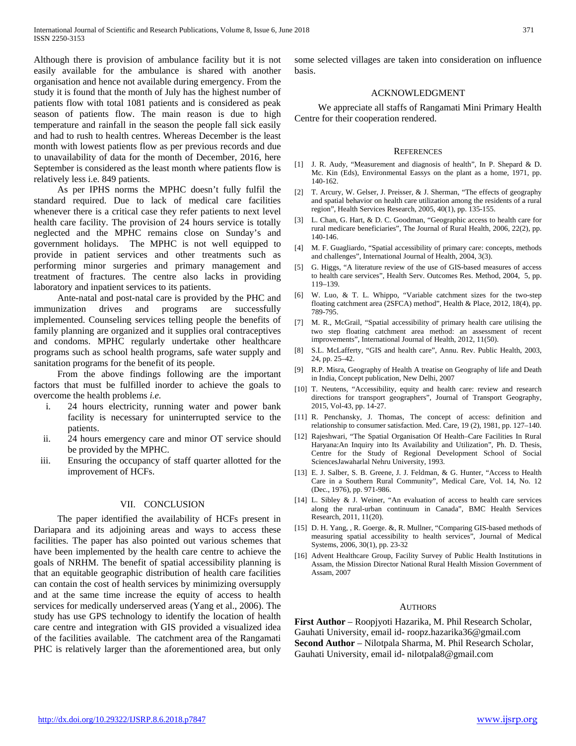Although there is provision of ambulance facility but it is not easily available for the ambulance is shared with another organisation and hence not available during emergency. From the study it is found that the month of July has the highest number of patients flow with total 1081 patients and is considered as peak season of patients flow. The main reason is due to high temperature and rainfall in the season the people fall sick easily and had to rush to health centres. Whereas December is the least month with lowest patients flow as per previous records and due to unavailability of data for the month of December, 2016, here September is considered as the least month where patients flow is relatively less i.e. 849 patients.

As per IPHS norms the MPHC doesn't fully fulfil the standard required. Due to lack of medical care facilities whenever there is a critical case they refer patients to next level health care facility. The provision of 24 hours service is totally neglected and the MPHC remains close on Sunday's and government holidays. The MPHC is not well equipped to provide in patient services and other treatments such as performing minor surgeries and primary management and treatment of fractures. The centre also lacks in providing laboratory and inpatient services to its patients.

Ante-natal and post-natal care is provided by the PHC and immunization drives and programs are successfully implemented. Counseling services telling people the benefits of family planning are organized and it supplies oral contraceptives and condoms. MPHC regularly undertake other healthcare programs such as school health programs, safe water supply and sanitation programs for the benefit of its people.

From the above findings following are the important factors that must be fulfilled inorder to achieve the goals to overcome the health problems *i.e.*

i. 24 hours electricity, running water and power bank facility is necessary for uninterrupted service to the patients.
ii. 24 hours emergency care and minor OT service should be provided by the MPHC.
iii. Ensuring the occupancy of staff quarter allotted for the improvement of HCFs.

## VII. CONCLUSION

The paper identified the availability of HCFs present in Dariapara and its adjoining areas and ways to access these facilities. The paper has also pointed out various schemes that have been implemented by the health care centre to achieve the goals of NRHM. The benefit of spatial accessibility planning is that an equitable geographic distribution of health care facilities can contain the cost of health services by minimizing oversupply and at the same time increase the equity of access to health services for medically underserved areas (Yang et al., 2006). The study has use GPS technology to identify the location of health care centre and integration with GIS provided a visualized idea of the facilities available. The catchment area of the Rangamati PHC is relatively larger than the aforementioned area, but only some selected villages are taken into consideration on influence basis.

## ACKNOWLEDGMENT

We appreciate all staffs of Rangamati Mini Primary Health Centre for their cooperation rendered.

## REFERENCES

[1] J. R. Audy, "Measurement and diagnosis of health", In P. Shepard & D. Mc. Kin (Eds), Environmental Eassys on the plant as a home, 1971, pp. 140-162.

[2] T. Arcury, W. Gelser, J. Preisser, & J. Sherman, "The effects of geography and spatial behavior on health care utilization among the residents of a rural region", Health Services Research, 2005, 40(1), pp. 135-155.

[3] L. Chan, G. Hart, & D. C. Goodman, "Geographic access to health care for rural medicare beneficiaries", The Journal of Rural Health, 2006, 22(2), pp. 140-146.

[4] M. F. Guagliardo, "Spatial accessibility of primary care: concepts, methods and challenges", International Journal of Health, 2004, 3(3).

[5] G. Higgs, "A literature review of the use of GIS-based measures of access to health care services", Health Serv. Outcomes Res. Method, 2004, 5, pp. 119–139.

[6] W. Luo, & T. L. Whippo, "Variable catchment sizes for the two-step floating catchment area (2SFCA) method", Health & Place, 2012, 18(4), pp. 789-795.

[7] M. R., McGrail, "Spatial accessibility of primary health care utilising the two step floating catchment area method: an assessment of recent improvements", International Journal of Health, 2012, 11(50).

[8] S.L. McLafferty, "GIS and health care", Annu. Rev. Public Health, 2003, 24, pp. 25–42.

[9] R.P. Misra, Geography of Health A treatise on Geography of life and Death in India, Concept publication, New Delhi, 2007

[10] T. Neutens, "Accessibility, equity and health care: review and research directions for transport geographers", Journal of Transport Geography, 2015, Vol-43, pp. 14-27.

[11] R. Penchansky, J. Thomas, The concept of access: definition and relationship to consumer satisfaction. Med. Care, 19 (2), 1981, pp. 127–140.

[12] Rajeshwari, "The Spatial Organisation Of Health–Care Facilities In Rural Haryana:An Inquiry into Its Availability and Utilization", Ph. D. Thesis, Centre for the Study of Regional Development School of Social SciencesJawaharlal Nehru University, 1993.

[13] E. J. Salber, S. B. Greene, J. J. Feldman, & G. Hunter, "Access to Health Care in a Southern Rural Community", Medical Care, Vol. 14, No. 12 (Dec., 1976), pp. 971-986.

[14] L. Sibley & J. Weiner, "An evaluation of access to health care services along the rural-urban continuum in Canada", BMC Health Services Research, 2011, 11(20).

[15] D. H. Yang, , R. Goerge. &, R. Mullner, "Comparing GIS-based methods of measuring spatial accessibility to health services", Journal of Medical Systems, 2006, 30(1), pp. 23-32

[16] Advent Healthcare Group, Facility Survey of Public Health Institutions in Assam, the Mission Director National Rural Health Mission Government of Assam, 2007

## AUTHORS

**First Author** – Roopjyoti Hazarika, M. Phil Research Scholar, Gauhati University, email id- roopz.hazarika36@gmail.com

**Second Author** – Nilotpala Sharma, M. Phil Research Scholar, Gauhati University, email id- nilotpala8@gmail.com